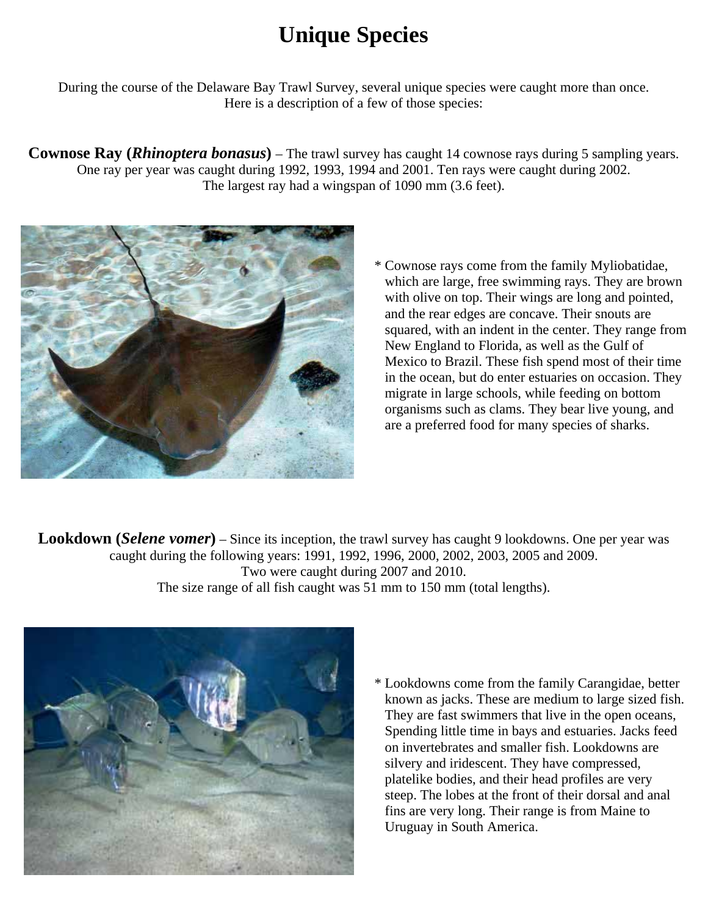# Unique Species

During the course of the Delaware Bay Trawl Survey, several unique species were caught more than once. Here is a description of a few of those species:

**Cownose Ray (*Rhinoptera bonasus*)** – The trawl survey has caught 14 cownose rays during 5 sampling years. One ray per year was caught during 1992, 1993, 1994 and 2001. Ten rays were caught during 2002. The largest ray had a wingspan of 1090 mm (3.6 feet).

* Cownose rays come from the family Myliobatidae, which are large, free swimming rays. They are brown with olive on top. Their wings are long and pointed, and the rear edges are concave. Their snouts are squared, with an indent in the center. They range from New England to Florida, as well as the Gulf of Mexico to Brazil. These fish spend most of their time in the ocean, but do enter estuaries on occasion. They migrate in large schools, while feeding on bottom organisms such as clams. They bear live young, and are a preferred food for many species of sharks.

**Lookdown (*Selene vomer*)** – Since its inception, the trawl survey has caught 9 lookdowns. One per year was caught during the following years: 1991, 1992, 1996, 2000, 2002, 2003, 2005 and 2009. Two were caught during 2007 and 2010. The size range of all fish caught was 51 mm to 150 mm (total lengths).

* Lookdowns come from the family Carangidae, better known as jacks. These are medium to large sized fish. They are fast swimmers that live in the open oceans, Spending little time in bays and estuaries. Jacks feed on invertebrates and smaller fish. Lookdowns are silvery and iridescent. They have compressed, platelike bodies, and their head profiles are very steep. The lobes at the front of their dorsal and anal fins are very long. Their range is from Maine to Uruguay in South America.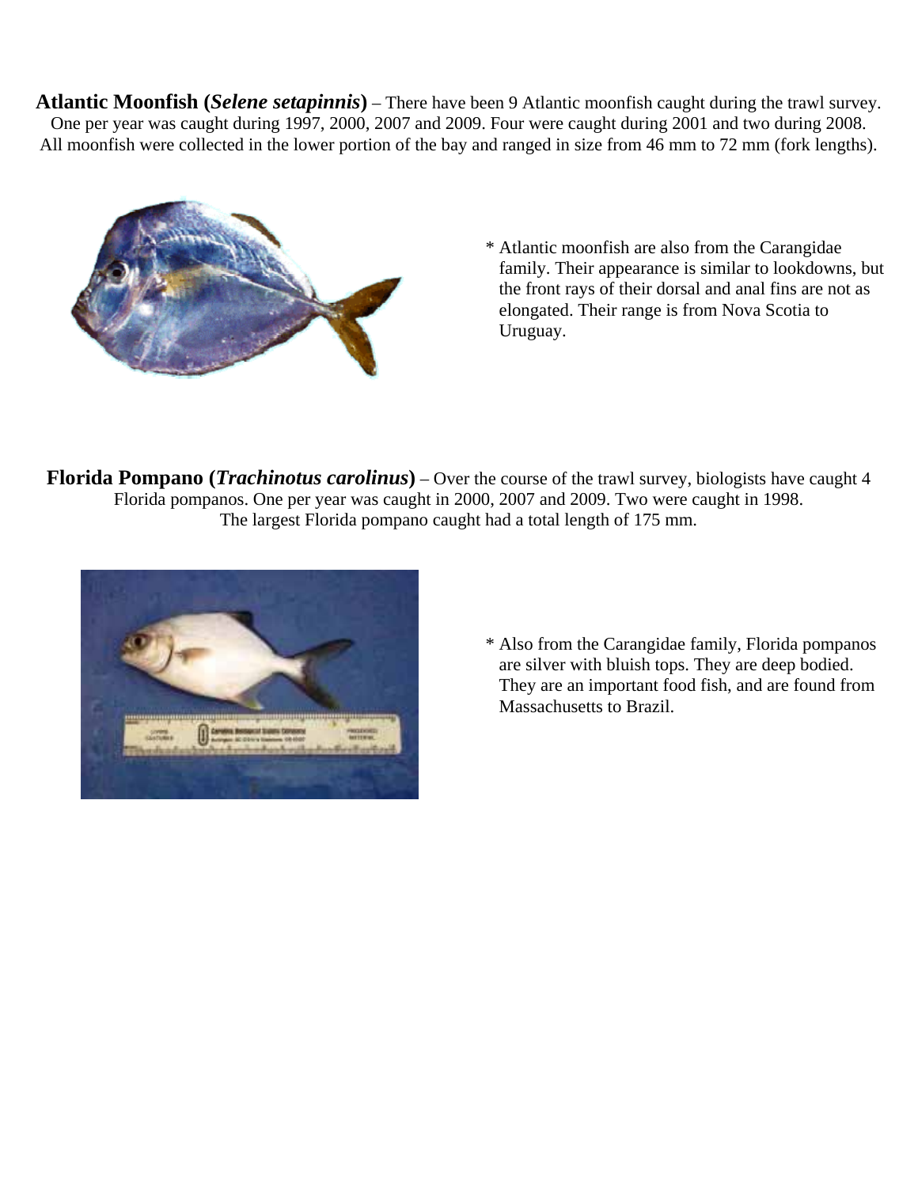**Atlantic Moonfish (*Selene setapinnis*)** – There have been 9 Atlantic moonfish caught during the trawl survey. One per year was caught during 1997, 2000, 2007 and 2009. Four were caught during 2001 and two during 2008. All moonfish were collected in the lower portion of the bay and ranged in size from 46 mm to 72 mm (fork lengths).

* Atlantic moonfish are also from the Carangidae family. Their appearance is similar to lookdowns, but the front rays of their dorsal and anal fins are not as elongated. Their range is from Nova Scotia to Uruguay.

**Florida Pompano (*Trachinotus carolinus*)** – Over the course of the trawl survey, biologists have caught 4 Florida pompanos. One per year was caught in 2000, 2007 and 2009. Two were caught in 1998. The largest Florida pompano caught had a total length of 175 mm.

* Also from the Carangidae family, Florida pompanos are silver with bluish tops. They are deep bodied. They are an important food fish, and are found from Massachusetts to Brazil.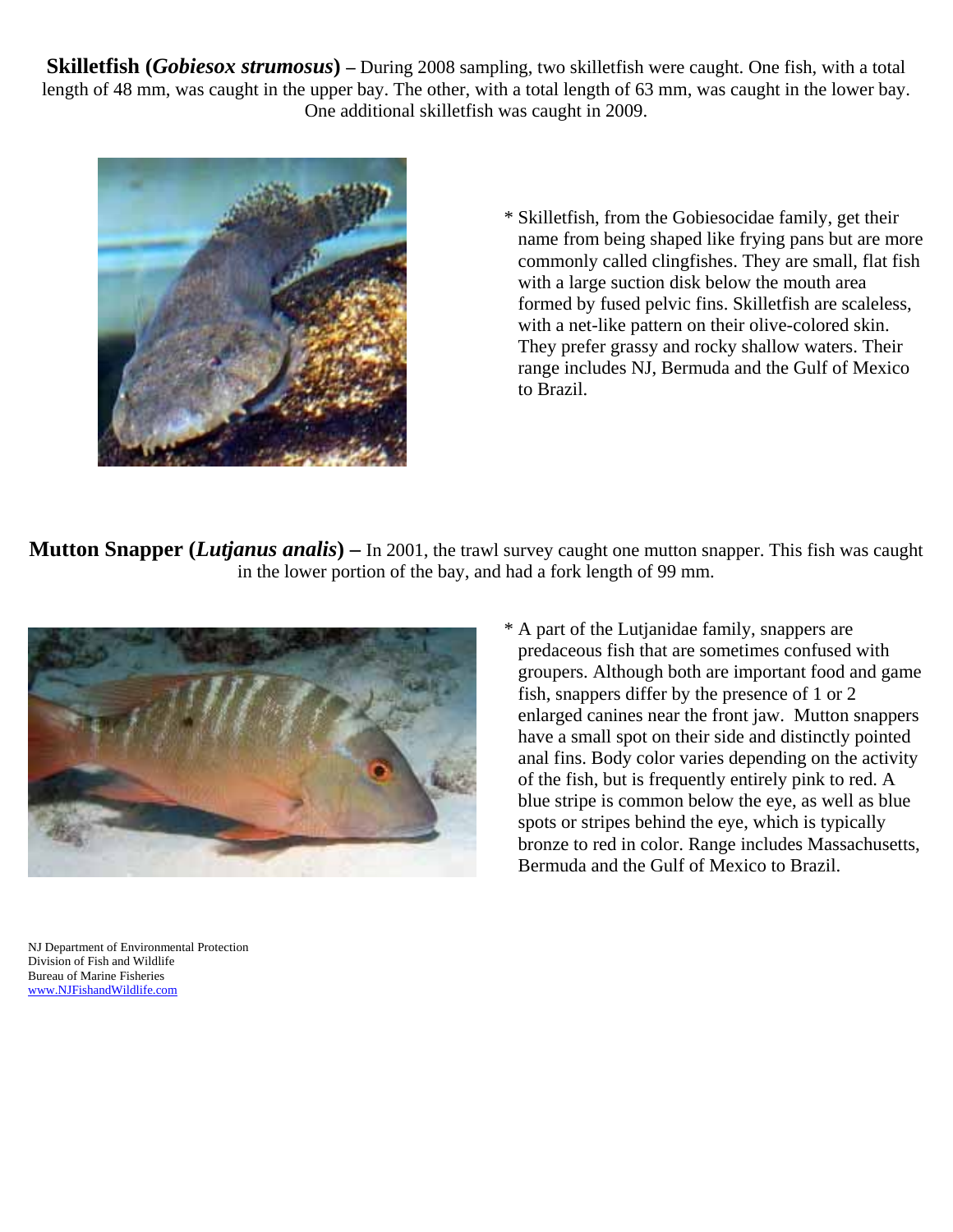**Skilletfish (*Gobiesox strumosus*) –** During 2008 sampling, two skilletfish were caught. One fish, with a total length of 48 mm, was caught in the upper bay. The other, with a total length of 63 mm, was caught in the lower bay. One additional skilletfish was caught in 2009.

* Skilletfish, from the Gobiesocidae family, get their name from being shaped like frying pans but are more commonly called clingfishes. They are small, flat fish with a large suction disk below the mouth area formed by fused pelvic fins. Skilletfish are scaleless, with a net-like pattern on their olive-colored skin. They prefer grassy and rocky shallow waters. Their range includes NJ, Bermuda and the Gulf of Mexico to Brazil.

**Mutton Snapper (*Lutjanus analis*) –** In 2001, the trawl survey caught one mutton snapper. This fish was caught in the lower portion of the bay, and had a fork length of 99 mm.

* A part of the Lutjanidae family, snappers are predaceous fish that are sometimes confused with groupers. Although both are important food and game fish, snappers differ by the presence of 1 or 2 enlarged canines near the front jaw. Mutton snappers have a small spot on their side and distinctly pointed anal fins. Body color varies depending on the activity of the fish, but is frequently entirely pink to red. A blue stripe is common below the eye, as well as blue spots or stripes behind the eye, which is typically bronze to red in color. Range includes Massachusetts, Bermuda and the Gulf of Mexico to Brazil.

NJ Department of Environmental Protection
Division of Fish and Wildlife
Bureau of Marine Fisheries
www.NJFishandWildlife.com